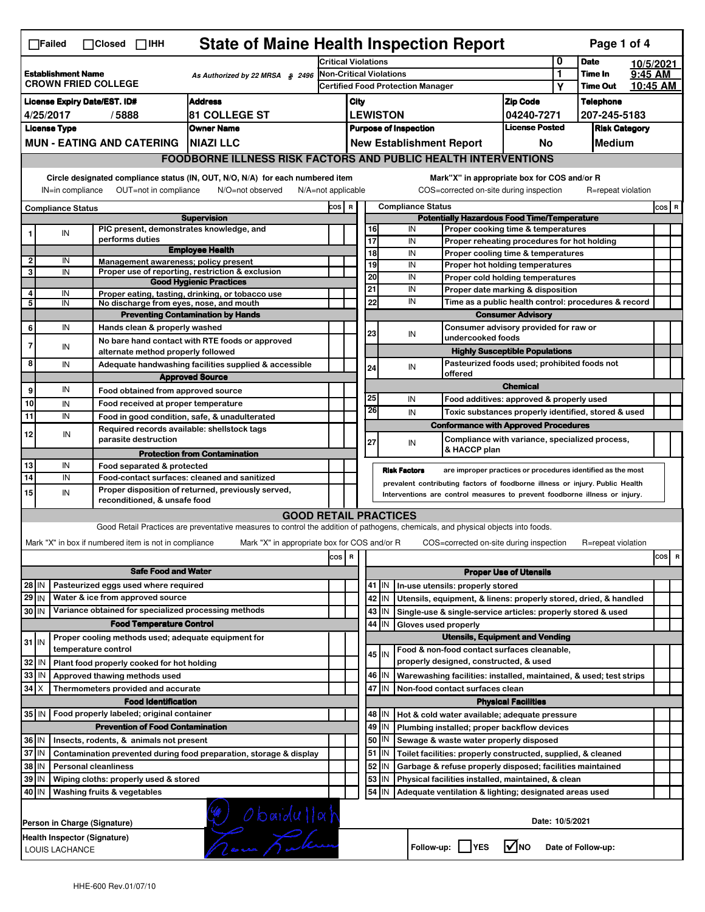☐Failed ☐Closed ☐IHH

# State of Maine Health Inspection Report

| | | | | |
|---|---|---|---|---|
| **Establishment Name** CROWN FRIED COLLEGE | As Authorized by 22 MRSA § 2496 | Critical Violations | 0 | **Date** 10/5/2021 |
| | | Non-Critical Violations | 1 | **Time In** 9:45 AM |
| | | Certified Food Protection Manager | Y | **Time Out** 10:45 AM |

| License Expiry Date/EST. ID# | Address | City | Zip Code | Telephone |
|---|---|---|---|---|
| 4/25/2017 / 5888 | 81 COLLEGE ST | LEWISTON | 04240-7271 | 207-245-5183 |
| **License Type** | **Owner Name** | **Purpose of Inspection** | **License Posted** | **Risk Category** |
| MUN - EATING AND CATERING | NIAZI LLC | New Establishment Report | No | Medium |

## FOODBORNE ILLNESS RISK FACTORS AND PUBLIC HEALTH INTERVENTIONS

Circle designated compliance status (IN, OUT, N/O, N/A) for each numbered item — IN=in compliance OUT=not in compliance N/O=not observed N/A=not applicable

Mark"X" in appropriate box for COS and/or R — COS=corrected on-site during inspection R=repeat violation

| # | Compliance Status | Item | COS | R |
|---|---|---|---|---|
| | | **Supervision** | | |
| 1 | IN | PIC present, demonstrates knowledge, and performs duties | | |
| | | **Employee Health** | | |
| 2 | IN | Management awareness; policy present | | |
| 3 | IN | Proper use of reporting, restriction & exclusion | | |
| | | **Good Hygienic Practices** | | |
| 4 | IN | Proper eating, tasting, drinking, or tobacco use | | |
| 5 | IN | No discharge from eyes, nose, and mouth | | |
| | | **Preventing Contamination by Hands** | | |
| 6 | IN | Hands clean & properly washed | | |
| 7 | IN | No bare hand contact with RTE foods or approved alternate method properly followed | | |
| 8 | IN | Adequate handwashing facilities supplied & accessible | | |
| | | **Approved Source** | | |
| 9 | IN | Food obtained from approved source | | |
| 10 | IN | Food received at proper temperature | | |
| 11 | IN | Food in good condition, safe, & unadulterated | | |
| 12 | IN | Required records available: shellstock tags parasite destruction | | |
| | | **Protection from Contamination** | | |
| 13 | IN | Food separated & protected | | |
| 14 | IN | Food-contact surfaces: cleaned and sanitized | | |
| 15 | IN | Proper disposition of returned, previously served, reconditioned, & unsafe food | | |
| | | **Potentially Hazardous Food Time/Temperature** | | |
| 16 | IN | Proper cooking time & temperatures | | |
| 17 | IN | Proper reheating procedures for hot holding | | |
| 18 | IN | Proper cooling time & temperatures | | |
| 19 | IN | Proper hot holding temperatures | | |
| 20 | IN | Proper cold holding temperatures | | |
| 21 | IN | Proper date marking & disposition | | |
| 22 | IN | Time as a public health control: procedures & record | | |
| | | **Consumer Advisory** | | |
| 23 | IN | Consumer advisory provided for raw or undercooked foods | | |
| | | **Highly Susceptible Populations** | | |
| 24 | IN | Pasteurized foods used; prohibited foods not offered | | |
| | | **Chemical** | | |
| 25 | IN | Food additives: approved & properly used | | |
| 26 | IN | Toxic substances properly identified, stored & used | | |
| | | **Conformance with Approved Procedures** | | |
| 27 | IN | Compliance with variance, specialized process, & HACCP plan | | |

**Risk Factors** are improper practices or procedures identified as the most prevalent contributing factors of foodborne illness or injury. Public Health Interventions are control measures to prevent foodborne illness or injury.

## GOOD RETAIL PRACTICES

Good Retail Practices are preventative measures to control the addition of pathogens, chemicals, and physical objects into foods.

Mark "X" in box if numbered item is not in compliance — Mark "X" in appropriate box for COS and/or R — COS=corrected on-site during inspection R=repeat violation

| # | Status | Item | COS | R |
|---|---|---|---|---|
| | | **Safe Food and Water** | | |
| 28 | IN | Pasteurized eggs used where required | | |
| 29 | IN | Water & ice from approved source | | |
| 30 | IN | Variance obtained for specialized processing methods | | |
| | | **Food Temperature Control** | | |
| 31 | IN | Proper cooling methods used; adequate equipment for temperature control | | |
| 32 | IN | Plant food properly cooked for hot holding | | |
| 33 | IN | Approved thawing methods used | | |
| 34 | X | Thermometers provided and accurate | | |
| | | **Food Identification** | | |
| 35 | IN | Food properly labeled; original container | | |
| | | **Prevention of Food Contamination** | | |
| 36 | IN | Insects, rodents, & animals not present | | |
| 37 | IN | Contamination prevented during food preparation, storage & display | | |
| 38 | IN | Personal cleanliness | | |
| 39 | IN | Wiping cloths: properly used & stored | | |
| 40 | IN | Washing fruits & vegetables | | |
| | | **Proper Use of Utensils** | | |
| 41 | IN | In-use utensils: properly stored | | |
| 42 | IN | Utensils, equipment, & linens: properly stored, dried, & handled | | |
| 43 | IN | Single-use & single-service articles: properly stored & used | | |
| 44 | IN | Gloves used properly | | |
| | | **Utensils, Equipment and Vending** | | |
| 45 | IN | Food & non-food contact surfaces cleanable, properly designed, constructed, & used | | |
| 46 | IN | Warewashing facilities: installed, maintained, & used; test strips | | |
| 47 | IN | Non-food contact surfaces clean | | |
| | | **Physical Facilities** | | |
| 48 | IN | Hot & cold water available; adequate pressure | | |
| 49 | IN | Plumbing installed; proper backflow devices | | |
| 50 | IN | Sewage & waste water properly disposed | | |
| 51 | IN | Toilet facilities: properly constructed, supplied, & cleaned | | |
| 52 | IN | Garbage & refuse properly disposed; facilities maintained | | |
| 53 | IN | Physical facilities installed, maintained, & clean | | |
| 54 | IN | Adequate ventilation & lighting; designated areas used | | |

Person in Charge (Signature): Obaidullah

Date: 10/5/2021

Health Inspector (Signature): LOUIS LACHANCE

Follow-up: ☐ YES ☑ NO Date of Follow-up:

HHE-600 Rev.01/07/10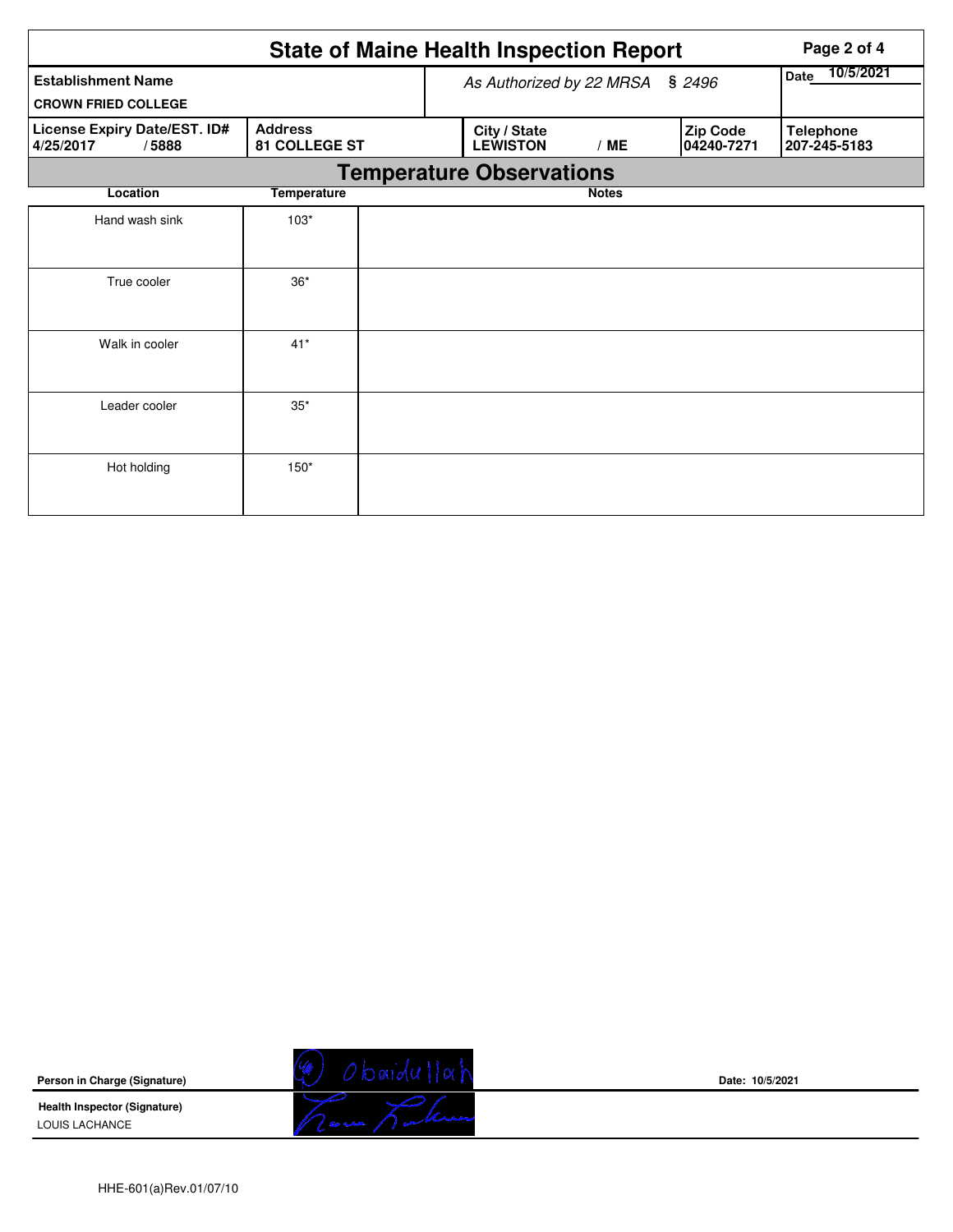# State of Maine Health Inspection Report

| Establishment Name | As Authorized by 22 MRSA § 2496 | | | Date 10/5/2021 |
|---|---|---|---|---|
| CROWN FRIED COLLEGE | | | | |
| License Expiry Date/EST. ID# | Address | City / State | Zip Code | Telephone |
| 4/25/2017 / 5888 | 81 COLLEGE ST | LEWISTON / ME | 04240-7271 | 207-245-5183 |

## Temperature Observations

| Location | Temperature | Notes |
|---|---|---|
| Hand wash sink | 103* | |
| True cooler | 36* | |
| Walk in cooler | 41* | |
| Leader cooler | 35* | |
| Hot holding | 150* | |

**Person in Charge (Signature)** Obaidullah

**Date:** 10/5/2021

**Health Inspector (Signature)**
LOUIS LACHANCE

HHE-601(a)Rev.01/07/10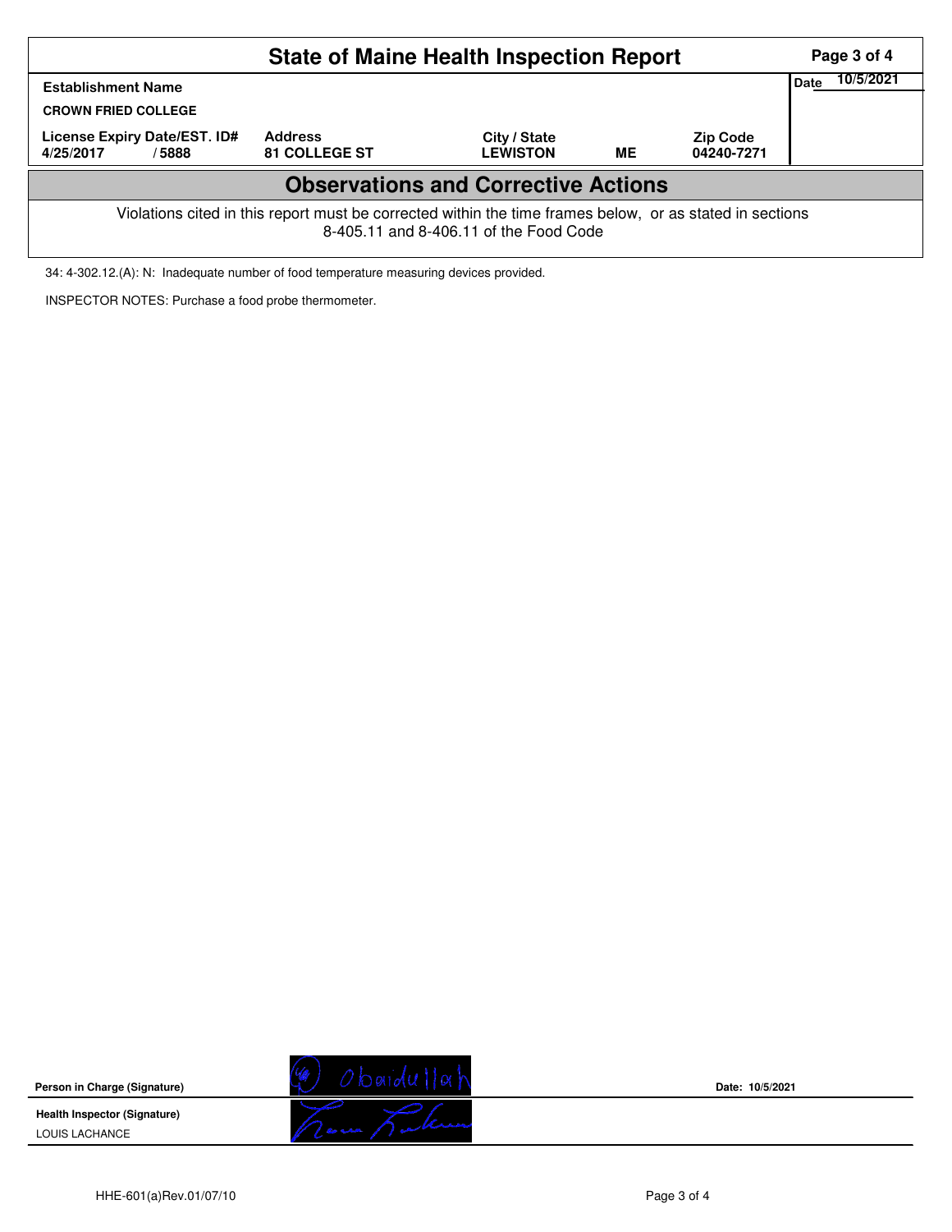# State of Maine Health Inspection Report

| Establishment Name | | | | | Date 10/5/2021 |
|---|---|---|---|---|---|
| CROWN FRIED COLLEGE | | | | | |
| License Expiry Date/EST. ID# | | Address | City / State | | Zip Code |
| 4/25/2017 | / 5888 | 81 COLLEGE ST | LEWISTON | ME | 04240-7271 |

## Observations and Corrective Actions

Violations cited in this report must be corrected within the time frames below, or as stated in sections 8-405.11 and 8-406.11 of the Food Code

34: 4-302.12.(A): N: Inadequate number of food temperature measuring devices provided.

INSPECTOR NOTES: Purchase a food probe thermometer.

**Person in Charge (Signature)** Obaidullah **Date:** 10/5/2021

**Health Inspector (Signature)**

LOUIS LACHANCE

HHE-601(a)Rev.01/07/10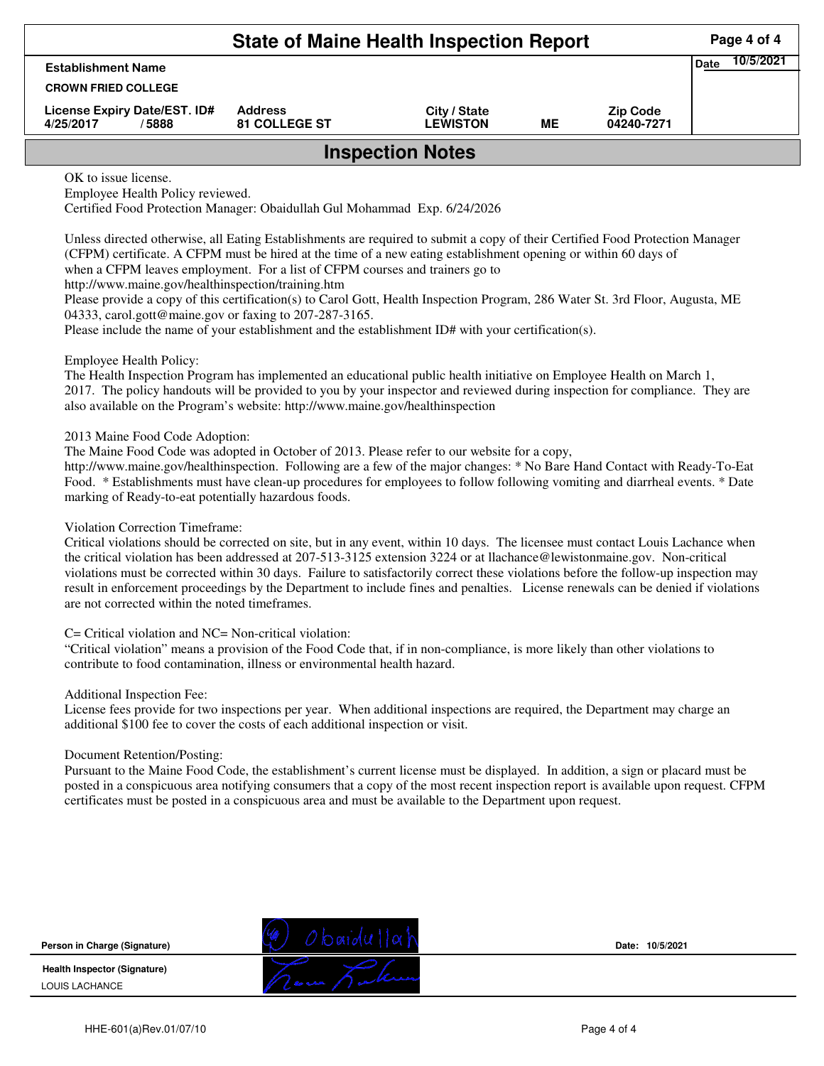# State of Maine Health Inspection Report

| Establishment Name | | | | | Date 10/5/2021 |
|---|---|---|---|---|---|
| CROWN FRIED COLLEGE | | | | | |
| License Expiry Date/EST. ID# | Address | City / State | | Zip Code | |
| 4/25/2017 / 5888 | 81 COLLEGE ST | LEWISTON | ME | 04240-7271 | |

## Inspection Notes

OK to issue license.
Employee Health Policy reviewed.
Certified Food Protection Manager: Obaidullah Gul Mohammad Exp. 6/24/2026

Unless directed otherwise, all Eating Establishments are required to submit a copy of their Certified Food Protection Manager (CFPM) certificate. A CFPM must be hired at the time of a new eating establishment opening or within 60 days of when a CFPM leaves employment. For a list of CFPM courses and trainers go to http://www.maine.gov/healthinspection/training.htm
Please provide a copy of this certification(s) to Carol Gott, Health Inspection Program, 286 Water St. 3rd Floor, Augusta, ME 04333, carol.gott@maine.gov or faxing to 207-287-3165.
Please include the name of your establishment and the establishment ID# with your certification(s).

Employee Health Policy:
The Health Inspection Program has implemented an educational public health initiative on Employee Health on March 1, 2017. The policy handouts will be provided to you by your inspector and reviewed during inspection for compliance. They are also available on the Program's website: http://www.maine.gov/healthinspection

2013 Maine Food Code Adoption:
The Maine Food Code was adopted in October of 2013. Please refer to our website for a copy, http://www.maine.gov/healthinspection. Following are a few of the major changes: * No Bare Hand Contact with Ready-To-Eat Food. * Establishments must have clean-up procedures for employees to follow following vomiting and diarrheal events. * Date marking of Ready-to-eat potentially hazardous foods.

Violation Correction Timeframe:
Critical violations should be corrected on site, but in any event, within 10 days. The licensee must contact Louis Lachance when the critical violation has been addressed at 207-513-3125 extension 3224 or at llachance@lewistonmaine.gov. Non-critical violations must be corrected within 30 days. Failure to satisfactorily correct these violations before the follow-up inspection may result in enforcement proceedings by the Department to include fines and penalties. License renewals can be denied if violations are not corrected within the noted timeframes.

C= Critical violation and NC= Non-critical violation:
"Critical violation" means a provision of the Food Code that, if in non-compliance, is more likely than other violations to contribute to food contamination, illness or environmental health hazard.

Additional Inspection Fee:
License fees provide for two inspections per year. When additional inspections are required, the Department may charge an additional $100 fee to cover the costs of each additional inspection or visit.

Document Retention/Posting:
Pursuant to the Maine Food Code, the establishment's current license must be displayed. In addition, a sign or placard must be posted in a conspicuous area notifying consumers that a copy of the most recent inspection report is available upon request. CFPM certificates must be posted in a conspicuous area and must be available to the Department upon request.

| | | |
|---|---|---|
| Person in Charge (Signature) | Obaidullah | Date: 10/5/2021 |
| Health Inspector (Signature) LOUIS LACHANCE | | |

HHE-601(a)Rev.01/07/10